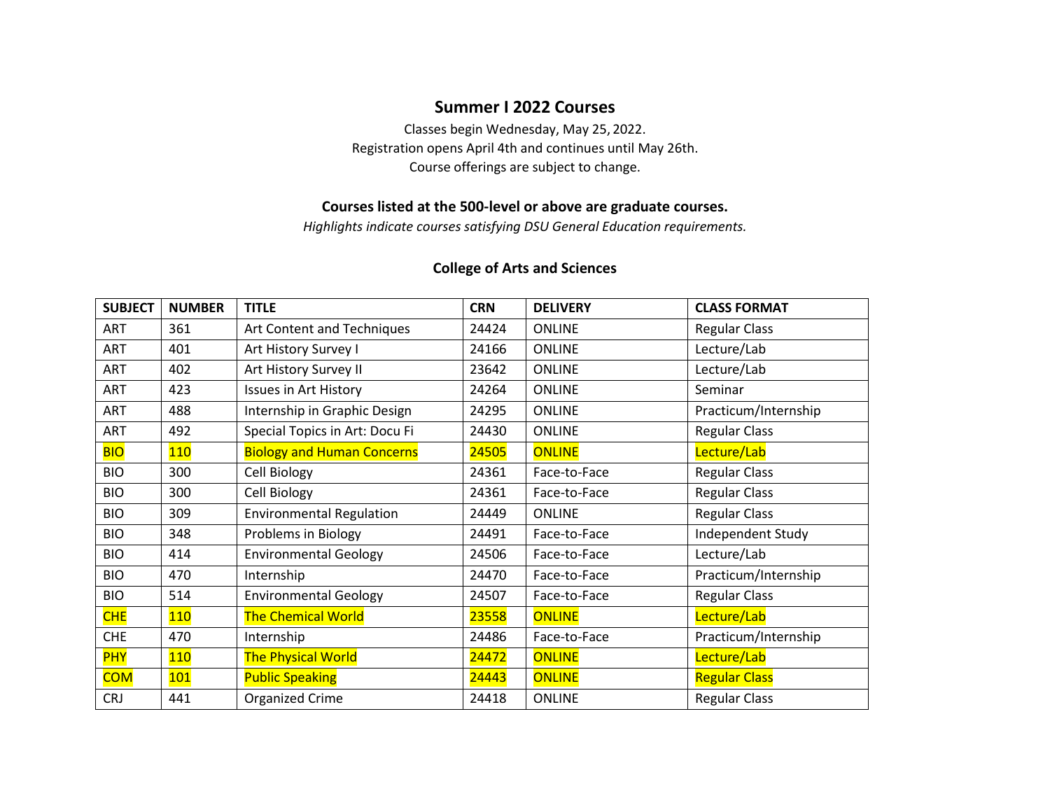# Summer I 2022 Courses

Classes begin Wednesday, May 25, 2022.
Registration opens April 4th and continues until May 26th.
Course offerings are subject to change.

**Courses listed at the 500-level or above are graduate courses.**

*Highlights indicate courses satisfying DSU General Education requirements.*

## College of Arts and Sciences

| SUBJECT | NUMBER | TITLE | CRN | DELIVERY | CLASS FORMAT |
|---|---|---|---|---|---|
| ART | 361 | Art Content and Techniques | 24424 | ONLINE | Regular Class |
| ART | 401 | Art History Survey I | 24166 | ONLINE | Lecture/Lab |
| ART | 402 | Art History Survey II | 23642 | ONLINE | Lecture/Lab |
| ART | 423 | Issues in Art History | 24264 | ONLINE | Seminar |
| ART | 488 | Internship in Graphic Design | 24295 | ONLINE | Practicum/Internship |
| ART | 492 | Special Topics in Art: Docu Fi | 24430 | ONLINE | Regular Class |
| BIO | 110 | Biology and Human Concerns | 24505 | ONLINE | Lecture/Lab |
| BIO | 300 | Cell Biology | 24361 | Face-to-Face | Regular Class |
| BIO | 300 | Cell Biology | 24361 | Face-to-Face | Regular Class |
| BIO | 309 | Environmental Regulation | 24449 | ONLINE | Regular Class |
| BIO | 348 | Problems in Biology | 24491 | Face-to-Face | Independent Study |
| BIO | 414 | Environmental Geology | 24506 | Face-to-Face | Lecture/Lab |
| BIO | 470 | Internship | 24470 | Face-to-Face | Practicum/Internship |
| BIO | 514 | Environmental Geology | 24507 | Face-to-Face | Regular Class |
| CHE | 110 | The Chemical World | 23558 | ONLINE | Lecture/Lab |
| CHE | 470 | Internship | 24486 | Face-to-Face | Practicum/Internship |
| PHY | 110 | The Physical World | 24472 | ONLINE | Lecture/Lab |
| COM | 101 | Public Speaking | 24443 | ONLINE | Regular Class |
| CRJ | 441 | Organized Crime | 24418 | ONLINE | Regular Class |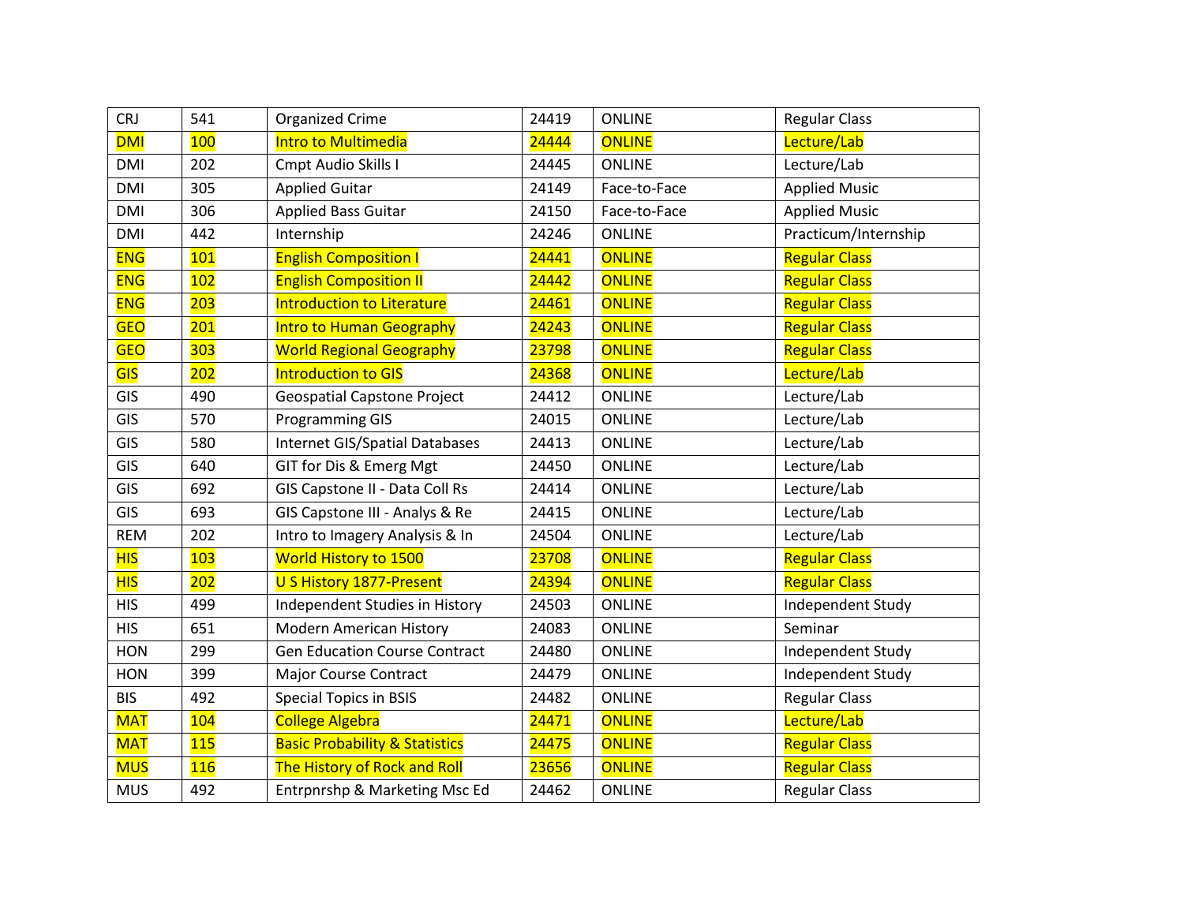| CRJ | 541 | Organized Crime | 24419 | ONLINE | Regular Class |
|---|---|---|---|---|---|
| DMI | 100 | Intro to Multimedia | 24444 | ONLINE | Lecture/Lab |
| DMI | 202 | Cmpt Audio Skills I | 24445 | ONLINE | Lecture/Lab |
| DMI | 305 | Applied Guitar | 24149 | Face-to-Face | Applied Music |
| DMI | 306 | Applied Bass Guitar | 24150 | Face-to-Face | Applied Music |
| DMI | 442 | Internship | 24246 | ONLINE | Practicum/Internship |
| ENG | 101 | English Composition I | 24441 | ONLINE | Regular Class |
| ENG | 102 | English Composition II | 24442 | ONLINE | Regular Class |
| ENG | 203 | Introduction to Literature | 24461 | ONLINE | Regular Class |
| GEO | 201 | Intro to Human Geography | 24243 | ONLINE | Regular Class |
| GEO | 303 | World Regional Geography | 23798 | ONLINE | Regular Class |
| GIS | 202 | Introduction to GIS | 24368 | ONLINE | Lecture/Lab |
| GIS | 490 | Geospatial Capstone Project | 24412 | ONLINE | Lecture/Lab |
| GIS | 570 | Programming GIS | 24015 | ONLINE | Lecture/Lab |
| GIS | 580 | Internet GIS/Spatial Databases | 24413 | ONLINE | Lecture/Lab |
| GIS | 640 | GIT for Dis & Emerg Mgt | 24450 | ONLINE | Lecture/Lab |
| GIS | 692 | GIS Capstone II - Data Coll Rs | 24414 | ONLINE | Lecture/Lab |
| GIS | 693 | GIS Capstone III - Analys & Re | 24415 | ONLINE | Lecture/Lab |
| REM | 202 | Intro to Imagery Analysis & In | 24504 | ONLINE | Lecture/Lab |
| HIS | 103 | World History to 1500 | 23708 | ONLINE | Regular Class |
| HIS | 202 | U S History 1877-Present | 24394 | ONLINE | Regular Class |
| HIS | 499 | Independent Studies in History | 24503 | ONLINE | Independent Study |
| HIS | 651 | Modern American History | 24083 | ONLINE | Seminar |
| HON | 299 | Gen Education Course Contract | 24480 | ONLINE | Independent Study |
| HON | 399 | Major Course Contract | 24479 | ONLINE | Independent Study |
| BIS | 492 | Special Topics in BSIS | 24482 | ONLINE | Regular Class |
| MAT | 104 | College Algebra | 24471 | ONLINE | Lecture/Lab |
| MAT | 115 | Basic Probability & Statistics | 24475 | ONLINE | Regular Class |
| MUS | 116 | The History of Rock and Roll | 23656 | ONLINE | Regular Class |
| MUS | 492 | Entrpnrshp & Marketing Msc Ed | 24462 | ONLINE | Regular Class |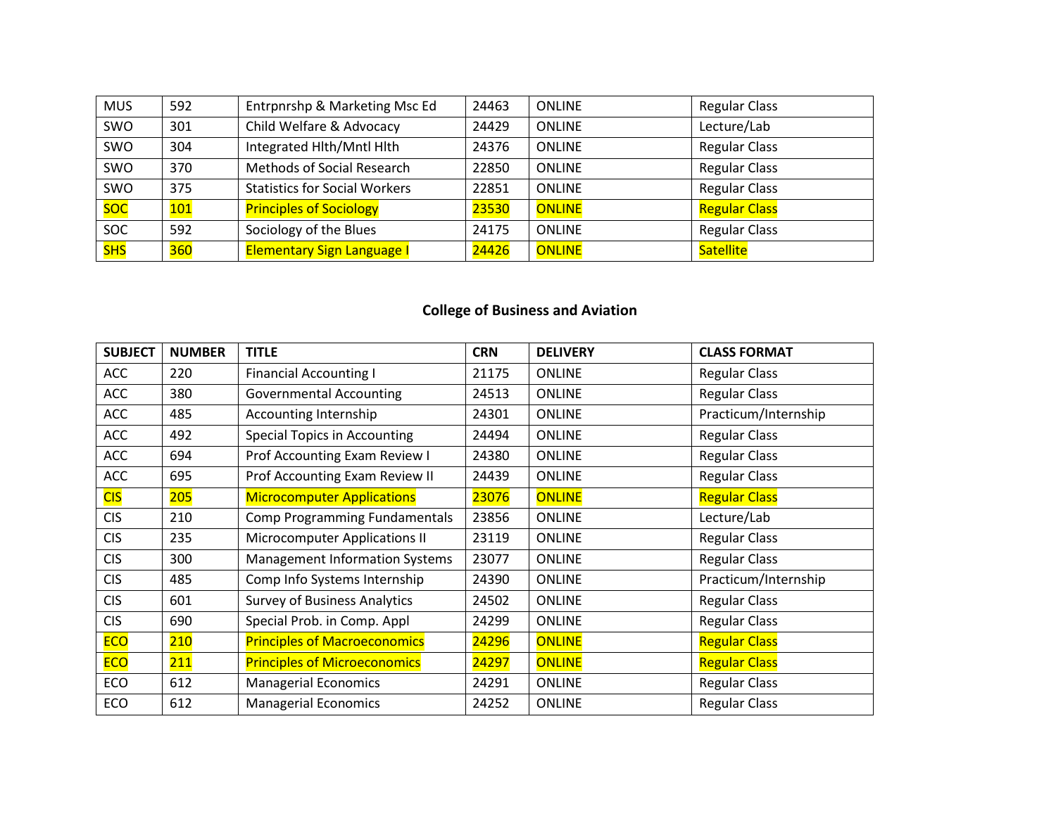| MUS | 592 | Entrpnrshp & Marketing Msc Ed | 24463 | ONLINE | Regular Class |
|---|---|---|---|---|---|
| SWO | 301 | Child Welfare & Advocacy | 24429 | ONLINE | Lecture/Lab |
| SWO | 304 | Integrated Hlth/Mntl Hlth | 24376 | ONLINE | Regular Class |
| SWO | 370 | Methods of Social Research | 22850 | ONLINE | Regular Class |
| SWO | 375 | Statistics for Social Workers | 22851 | ONLINE | Regular Class |
| SOC | 101 | Principles of Sociology | 23530 | ONLINE | Regular Class |
| SOC | 592 | Sociology of the Blues | 24175 | ONLINE | Regular Class |
| SHS | 360 | Elementary Sign Language I | 24426 | ONLINE | Satellite |

## College of Business and Aviation

| SUBJECT | NUMBER | TITLE | CRN | DELIVERY | CLASS FORMAT |
|---|---|---|---|---|---|
| ACC | 220 | Financial Accounting I | 21175 | ONLINE | Regular Class |
| ACC | 380 | Governmental Accounting | 24513 | ONLINE | Regular Class |
| ACC | 485 | Accounting Internship | 24301 | ONLINE | Practicum/Internship |
| ACC | 492 | Special Topics in Accounting | 24494 | ONLINE | Regular Class |
| ACC | 694 | Prof Accounting Exam Review I | 24380 | ONLINE | Regular Class |
| ACC | 695 | Prof Accounting Exam Review II | 24439 | ONLINE | Regular Class |
| CIS | 205 | Microcomputer Applications | 23076 | ONLINE | Regular Class |
| CIS | 210 | Comp Programming Fundamentals | 23856 | ONLINE | Lecture/Lab |
| CIS | 235 | Microcomputer Applications II | 23119 | ONLINE | Regular Class |
| CIS | 300 | Management Information Systems | 23077 | ONLINE | Regular Class |
| CIS | 485 | Comp Info Systems Internship | 24390 | ONLINE | Practicum/Internship |
| CIS | 601 | Survey of Business Analytics | 24502 | ONLINE | Regular Class |
| CIS | 690 | Special Prob. in Comp. Appl | 24299 | ONLINE | Regular Class |
| ECO | 210 | Principles of Macroeconomics | 24296 | ONLINE | Regular Class |
| ECO | 211 | Principles of Microeconomics | 24297 | ONLINE | Regular Class |
| ECO | 612 | Managerial Economics | 24291 | ONLINE | Regular Class |
| ECO | 612 | Managerial Economics | 24252 | ONLINE | Regular Class |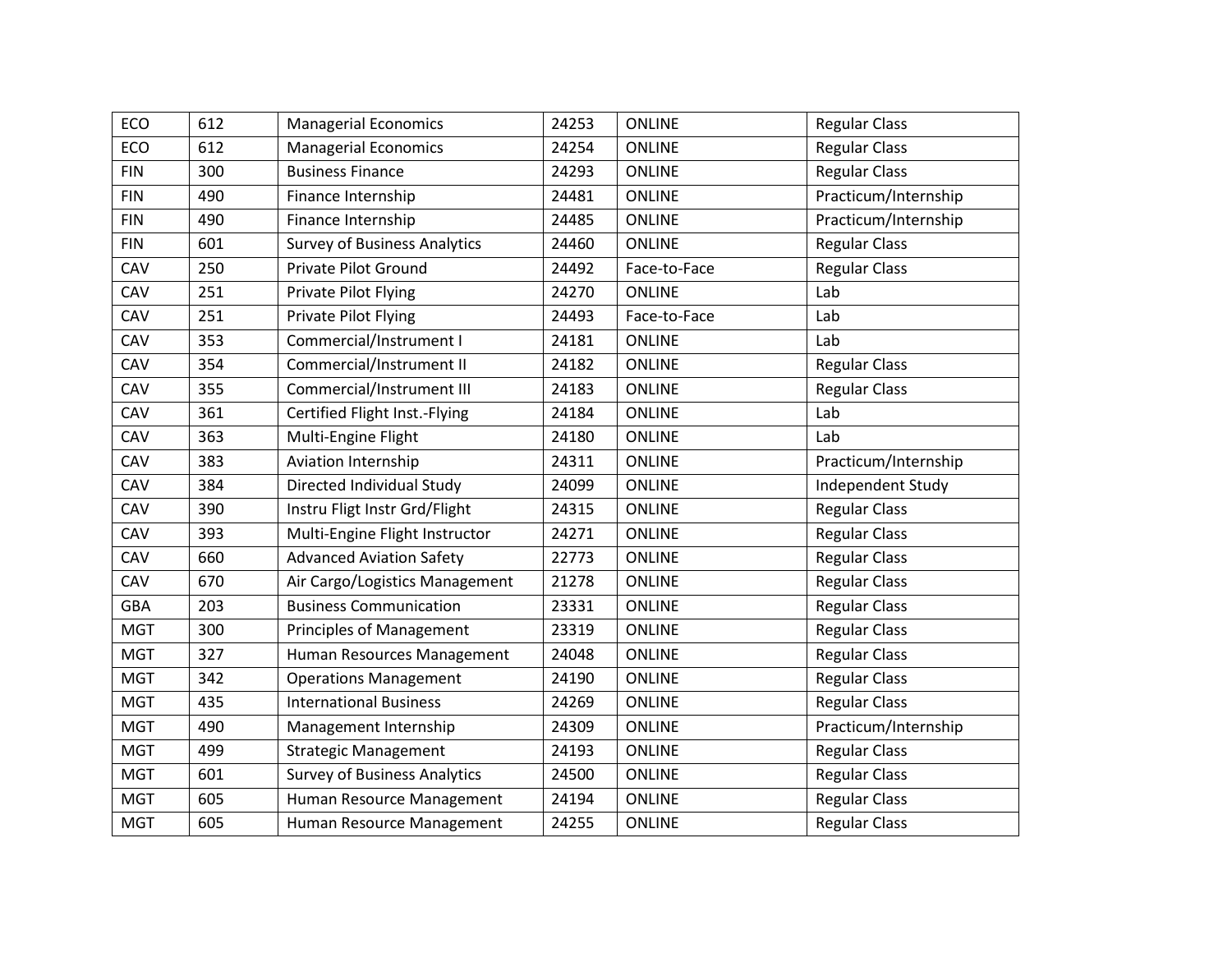| ECO | 612 | Managerial Economics | 24253 | ONLINE | Regular Class |
|---|---|---|---|---|---|
| ECO | 612 | Managerial Economics | 24254 | ONLINE | Regular Class |
| FIN | 300 | Business Finance | 24293 | ONLINE | Regular Class |
| FIN | 490 | Finance Internship | 24481 | ONLINE | Practicum/Internship |
| FIN | 490 | Finance Internship | 24485 | ONLINE | Practicum/Internship |
| FIN | 601 | Survey of Business Analytics | 24460 | ONLINE | Regular Class |
| CAV | 250 | Private Pilot Ground | 24492 | Face-to-Face | Regular Class |
| CAV | 251 | Private Pilot Flying | 24270 | ONLINE | Lab |
| CAV | 251 | Private Pilot Flying | 24493 | Face-to-Face | Lab |
| CAV | 353 | Commercial/Instrument I | 24181 | ONLINE | Lab |
| CAV | 354 | Commercial/Instrument II | 24182 | ONLINE | Regular Class |
| CAV | 355 | Commercial/Instrument III | 24183 | ONLINE | Regular Class |
| CAV | 361 | Certified Flight Inst.-Flying | 24184 | ONLINE | Lab |
| CAV | 363 | Multi-Engine Flight | 24180 | ONLINE | Lab |
| CAV | 383 | Aviation Internship | 24311 | ONLINE | Practicum/Internship |
| CAV | 384 | Directed Individual Study | 24099 | ONLINE | Independent Study |
| CAV | 390 | Instru Fligt Instr Grd/Flight | 24315 | ONLINE | Regular Class |
| CAV | 393 | Multi-Engine Flight Instructor | 24271 | ONLINE | Regular Class |
| CAV | 660 | Advanced Aviation Safety | 22773 | ONLINE | Regular Class |
| CAV | 670 | Air Cargo/Logistics Management | 21278 | ONLINE | Regular Class |
| GBA | 203 | Business Communication | 23331 | ONLINE | Regular Class |
| MGT | 300 | Principles of Management | 23319 | ONLINE | Regular Class |
| MGT | 327 | Human Resources Management | 24048 | ONLINE | Regular Class |
| MGT | 342 | Operations Management | 24190 | ONLINE | Regular Class |
| MGT | 435 | International Business | 24269 | ONLINE | Regular Class |
| MGT | 490 | Management Internship | 24309 | ONLINE | Practicum/Internship |
| MGT | 499 | Strategic Management | 24193 | ONLINE | Regular Class |
| MGT | 601 | Survey of Business Analytics | 24500 | ONLINE | Regular Class |
| MGT | 605 | Human Resource Management | 24194 | ONLINE | Regular Class |
| MGT | 605 | Human Resource Management | 24255 | ONLINE | Regular Class |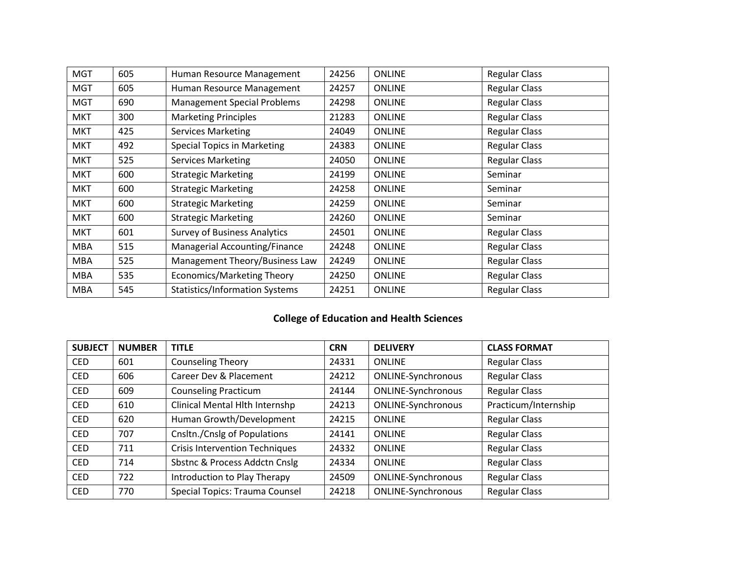| | | | | | |
|---|---|---|---|---|---|
| MGT | 605 | Human Resource Management | 24256 | ONLINE | Regular Class |
| MGT | 605 | Human Resource Management | 24257 | ONLINE | Regular Class |
| MGT | 690 | Management Special Problems | 24298 | ONLINE | Regular Class |
| MKT | 300 | Marketing Principles | 21283 | ONLINE | Regular Class |
| MKT | 425 | Services Marketing | 24049 | ONLINE | Regular Class |
| MKT | 492 | Special Topics in Marketing | 24383 | ONLINE | Regular Class |
| MKT | 525 | Services Marketing | 24050 | ONLINE | Regular Class |
| MKT | 600 | Strategic Marketing | 24199 | ONLINE | Seminar |
| MKT | 600 | Strategic Marketing | 24258 | ONLINE | Seminar |
| MKT | 600 | Strategic Marketing | 24259 | ONLINE | Seminar |
| MKT | 600 | Strategic Marketing | 24260 | ONLINE | Seminar |
| MKT | 601 | Survey of Business Analytics | 24501 | ONLINE | Regular Class |
| MBA | 515 | Managerial Accounting/Finance | 24248 | ONLINE | Regular Class |
| MBA | 525 | Management Theory/Business Law | 24249 | ONLINE | Regular Class |
| MBA | 535 | Economics/Marketing Theory | 24250 | ONLINE | Regular Class |
| MBA | 545 | Statistics/Information Systems | 24251 | ONLINE | Regular Class |

## College of Education and Health Sciences

| SUBJECT | NUMBER | TITLE | CRN | DELIVERY | CLASS FORMAT |
|---|---|---|---|---|---|
| CED | 601 | Counseling Theory | 24331 | ONLINE | Regular Class |
| CED | 606 | Career Dev & Placement | 24212 | ONLINE-Synchronous | Regular Class |
| CED | 609 | Counseling Practicum | 24144 | ONLINE-Synchronous | Regular Class |
| CED | 610 | Clinical Mental Hlth Internshp | 24213 | ONLINE-Synchronous | Practicum/Internship |
| CED | 620 | Human Growth/Development | 24215 | ONLINE | Regular Class |
| CED | 707 | Cnsltn./Cnslg of Populations | 24141 | ONLINE | Regular Class |
| CED | 711 | Crisis Intervention Techniques | 24332 | ONLINE | Regular Class |
| CED | 714 | Sbstnc & Process Addctn Cnslg | 24334 | ONLINE | Regular Class |
| CED | 722 | Introduction to Play Therapy | 24509 | ONLINE-Synchronous | Regular Class |
| CED | 770 | Special Topics: Trauma Counsel | 24218 | ONLINE-Synchronous | Regular Class |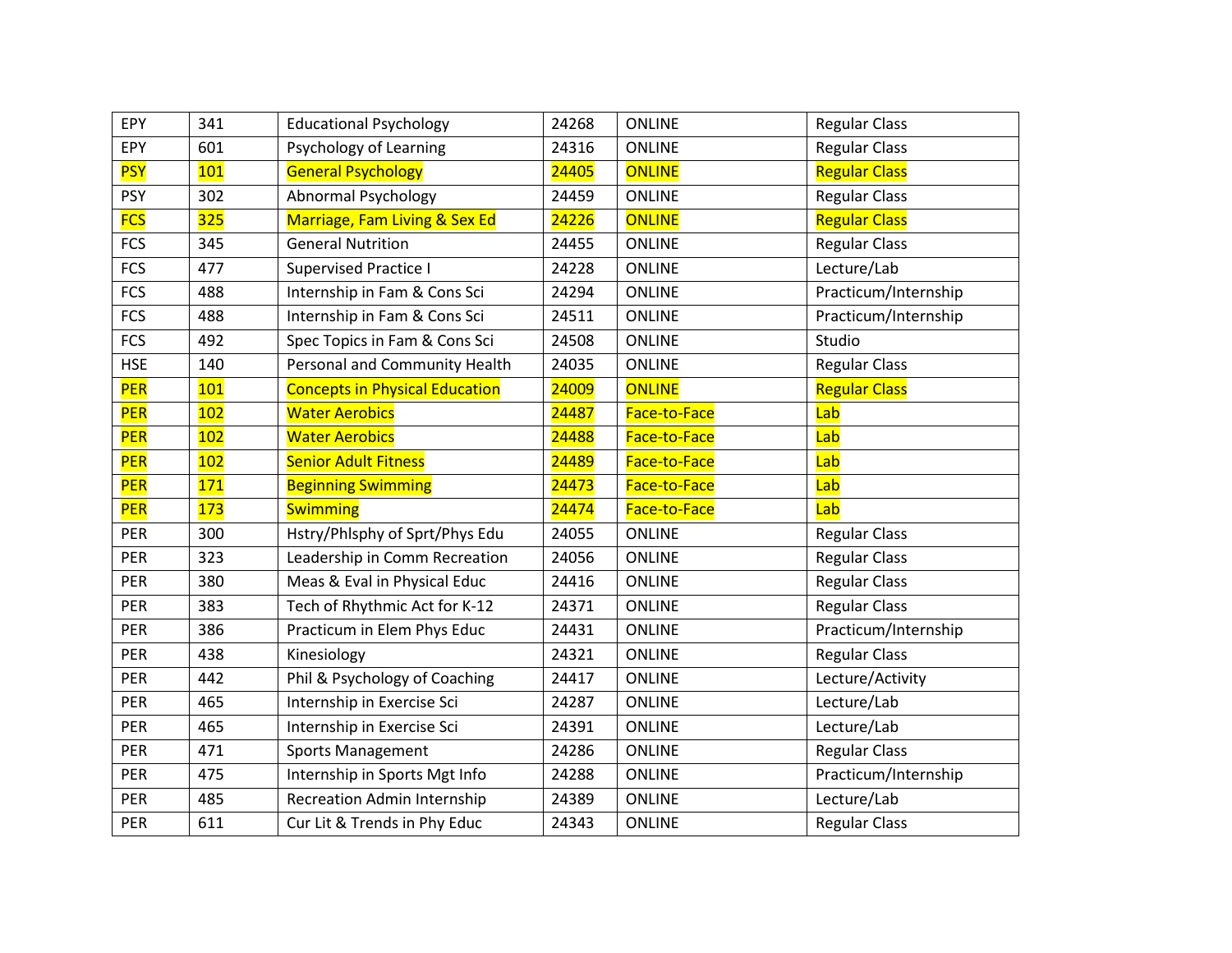| EPY | 341 | Educational Psychology | 24268 | ONLINE | Regular Class |
|---|---|---|---|---|---|
| EPY | 601 | Psychology of Learning | 24316 | ONLINE | Regular Class |
| PSY | 101 | General Psychology | 24405 | ONLINE | Regular Class |
| PSY | 302 | Abnormal Psychology | 24459 | ONLINE | Regular Class |
| FCS | 325 | Marriage, Fam Living & Sex Ed | 24226 | ONLINE | Regular Class |
| FCS | 345 | General Nutrition | 24455 | ONLINE | Regular Class |
| FCS | 477 | Supervised Practice I | 24228 | ONLINE | Lecture/Lab |
| FCS | 488 | Internship in Fam & Cons Sci | 24294 | ONLINE | Practicum/Internship |
| FCS | 488 | Internship in Fam & Cons Sci | 24511 | ONLINE | Practicum/Internship |
| FCS | 492 | Spec Topics in Fam & Cons Sci | 24508 | ONLINE | Studio |
| HSE | 140 | Personal and Community Health | 24035 | ONLINE | Regular Class |
| PER | 101 | Concepts in Physical Education | 24009 | ONLINE | Regular Class |
| PER | 102 | Water Aerobics | 24487 | Face-to-Face | Lab |
| PER | 102 | Water Aerobics | 24488 | Face-to-Face | Lab |
| PER | 102 | Senior Adult Fitness | 24489 | Face-to-Face | Lab |
| PER | 171 | Beginning Swimming | 24473 | Face-to-Face | Lab |
| PER | 173 | Swimming | 24474 | Face-to-Face | Lab |
| PER | 300 | Hstry/Phlsphy of Sprt/Phys Edu | 24055 | ONLINE | Regular Class |
| PER | 323 | Leadership in Comm Recreation | 24056 | ONLINE | Regular Class |
| PER | 380 | Meas & Eval in Physical Educ | 24416 | ONLINE | Regular Class |
| PER | 383 | Tech of Rhythmic Act for K-12 | 24371 | ONLINE | Regular Class |
| PER | 386 | Practicum in Elem Phys Educ | 24431 | ONLINE | Practicum/Internship |
| PER | 438 | Kinesiology | 24321 | ONLINE | Regular Class |
| PER | 442 | Phil & Psychology of Coaching | 24417 | ONLINE | Lecture/Activity |
| PER | 465 | Internship in Exercise Sci | 24287 | ONLINE | Lecture/Lab |
| PER | 465 | Internship in Exercise Sci | 24391 | ONLINE | Lecture/Lab |
| PER | 471 | Sports Management | 24286 | ONLINE | Regular Class |
| PER | 475 | Internship in Sports Mgt Info | 24288 | ONLINE | Practicum/Internship |
| PER | 485 | Recreation Admin Internship | 24389 | ONLINE | Lecture/Lab |
| PER | 611 | Cur Lit & Trends in Phy Educ | 24343 | ONLINE | Regular Class |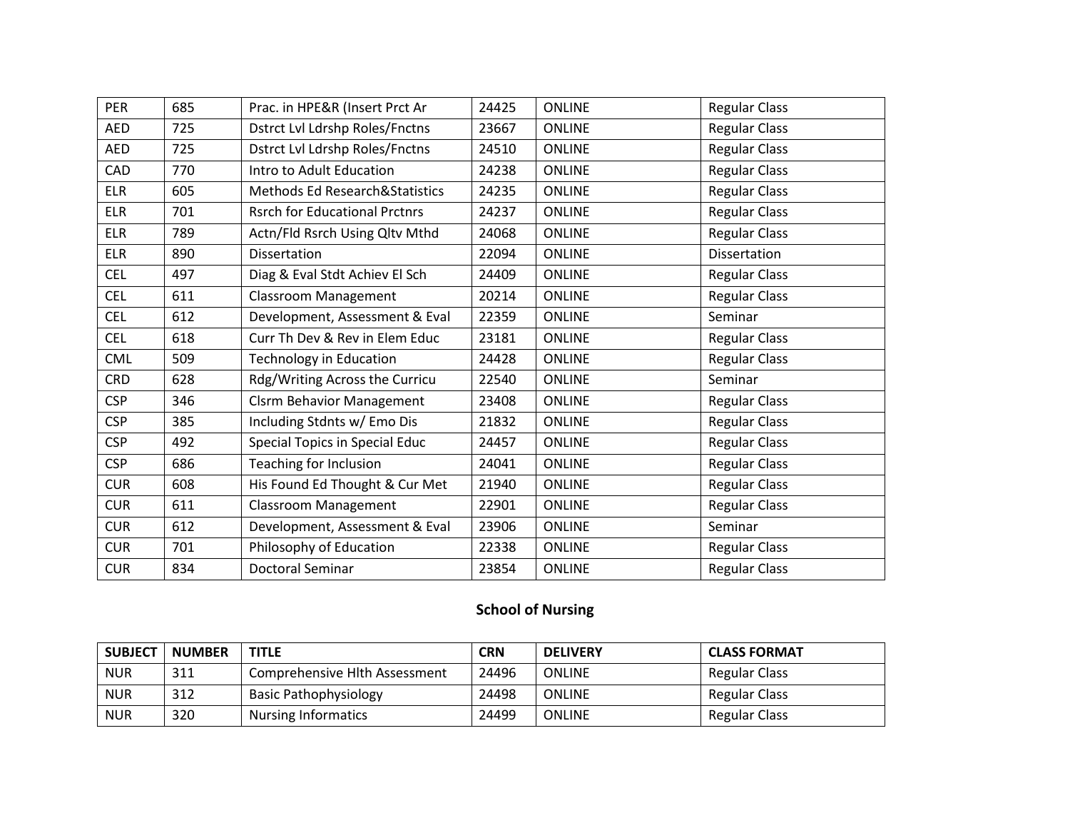| | | | | | |
|---|---|---|---|---|---|
| PER | 685 | Prac. in HPE&R (Insert Prct Ar | 24425 | ONLINE | Regular Class |
| AED | 725 | Dstrct Lvl Ldrshp Roles/Fnctns | 23667 | ONLINE | Regular Class |
| AED | 725 | Dstrct Lvl Ldrshp Roles/Fnctns | 24510 | ONLINE | Regular Class |
| CAD | 770 | Intro to Adult Education | 24238 | ONLINE | Regular Class |
| ELR | 605 | Methods Ed Research&Statistics | 24235 | ONLINE | Regular Class |
| ELR | 701 | Rsrch for Educational Prctnrs | 24237 | ONLINE | Regular Class |
| ELR | 789 | Actn/Fld Rsrch Using Qltv Mthd | 24068 | ONLINE | Regular Class |
| ELR | 890 | Dissertation | 22094 | ONLINE | Dissertation |
| CEL | 497 | Diag & Eval Stdt Achiev El Sch | 24409 | ONLINE | Regular Class |
| CEL | 611 | Classroom Management | 20214 | ONLINE | Regular Class |
| CEL | 612 | Development, Assessment & Eval | 22359 | ONLINE | Seminar |
| CEL | 618 | Curr Th Dev & Rev in Elem Educ | 23181 | ONLINE | Regular Class |
| CML | 509 | Technology in Education | 24428 | ONLINE | Regular Class |
| CRD | 628 | Rdg/Writing Across the Curricu | 22540 | ONLINE | Seminar |
| CSP | 346 | Clsrm Behavior Management | 23408 | ONLINE | Regular Class |
| CSP | 385 | Including Stdnts w/ Emo Dis | 21832 | ONLINE | Regular Class |
| CSP | 492 | Special Topics in Special Educ | 24457 | ONLINE | Regular Class |
| CSP | 686 | Teaching for Inclusion | 24041 | ONLINE | Regular Class |
| CUR | 608 | His Found Ed Thought & Cur Met | 21940 | ONLINE | Regular Class |
| CUR | 611 | Classroom Management | 22901 | ONLINE | Regular Class |
| CUR | 612 | Development, Assessment & Eval | 23906 | ONLINE | Seminar |
| CUR | 701 | Philosophy of Education | 22338 | ONLINE | Regular Class |
| CUR | 834 | Doctoral Seminar | 23854 | ONLINE | Regular Class |

## School of Nursing

| SUBJECT | NUMBER | TITLE | CRN | DELIVERY | CLASS FORMAT |
|---|---|---|---|---|---|
| NUR | 311 | Comprehensive Hlth Assessment | 24496 | ONLINE | Regular Class |
| NUR | 312 | Basic Pathophysiology | 24498 | ONLINE | Regular Class |
| NUR | 320 | Nursing Informatics | 24499 | ONLINE | Regular Class |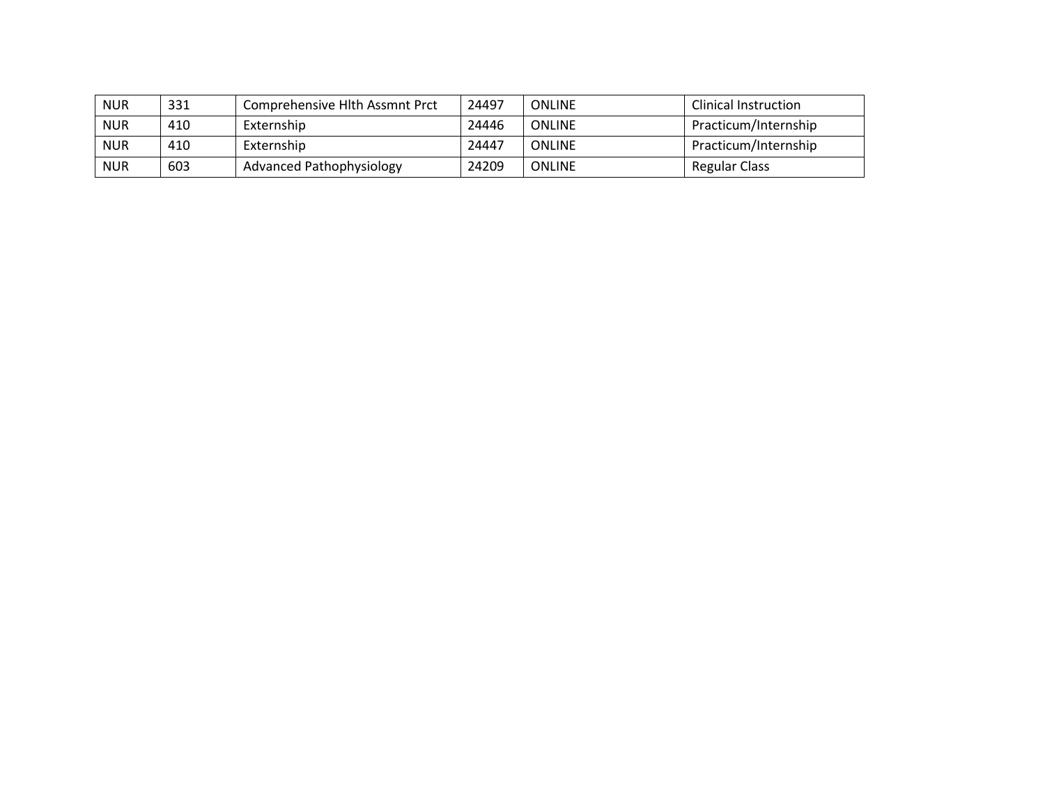| | | | | | |
|---|---|---|---|---|---|
| NUR | 331 | Comprehensive Hlth Assmnt Prct | 24497 | ONLINE | Clinical Instruction |
| NUR | 410 | Externship | 24446 | ONLINE | Practicum/Internship |
| NUR | 410 | Externship | 24447 | ONLINE | Practicum/Internship |
| NUR | 603 | Advanced Pathophysiology | 24209 | ONLINE | Regular Class |